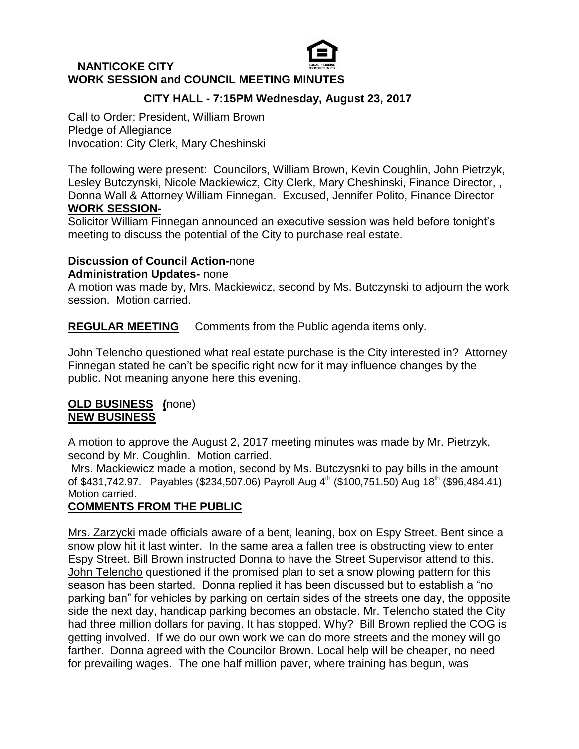**NANTICOKE CITY**
**WORK SESSION and COUNCIL MEETING MINUTES**

**CITY HALL - 7:15PM Wednesday, August 23, 2017**

Call to Order: President, William Brown
Pledge of Allegiance
Invocation: City Clerk, Mary Cheshinski

The following were present: Councilors, William Brown, Kevin Coughlin, John Pietrzyk, Lesley Butczynski, Nicole Mackiewicz, City Clerk, Mary Cheshinski, Finance Director, , Donna Wall & Attorney William Finnegan. Excused, Jennifer Polito, Finance Director

**WORK SESSION-**

Solicitor William Finnegan announced an executive session was held before tonight's meeting to discuss the potential of the City to purchase real estate.

**Discussion of Council Action-**none
**Administration Updates-** none
A motion was made by, Mrs. Mackiewicz, second by Ms. Butczynski to adjourn the work session. Motion carried.

**REGULAR MEETING** Comments from the Public agenda items only.

John Telencho questioned what real estate purchase is the City interested in? Attorney Finnegan stated he can't be specific right now for it may influence changes by the public. Not meaning anyone here this evening.

**OLD BUSINESS (**none)
**NEW BUSINESS**

A motion to approve the August 2, 2017 meeting minutes was made by Mr. Pietrzyk, second by Mr. Coughlin. Motion carried.

Mrs. Mackiewicz made a motion, second by Ms. Butczysnki to pay bills in the amount of $431,742.97. Payables ($234,507.06) Payroll Aug 4th ($100,751.50) Aug 18th ($96,484.41) Motion carried.

**COMMENTS FROM THE PUBLIC**

Mrs. Zarzycki made officials aware of a bent, leaning, box on Espy Street. Bent since a snow plow hit it last winter. In the same area a fallen tree is obstructing view to enter Espy Street. Bill Brown instructed Donna to have the Street Supervisor attend to this.
John Telencho questioned if the promised plan to set a snow plowing pattern for this season has been started. Donna replied it has been discussed but to establish a "no parking ban" for vehicles by parking on certain sides of the streets one day, the opposite side the next day, handicap parking becomes an obstacle. Mr. Telencho stated the City had three million dollars for paving. It has stopped. Why? Bill Brown replied the COG is getting involved. If we do our own work we can do more streets and the money will go farther. Donna agreed with the Councilor Brown. Local help will be cheaper, no need for prevailing wages. The one half million paver, where training has begun, was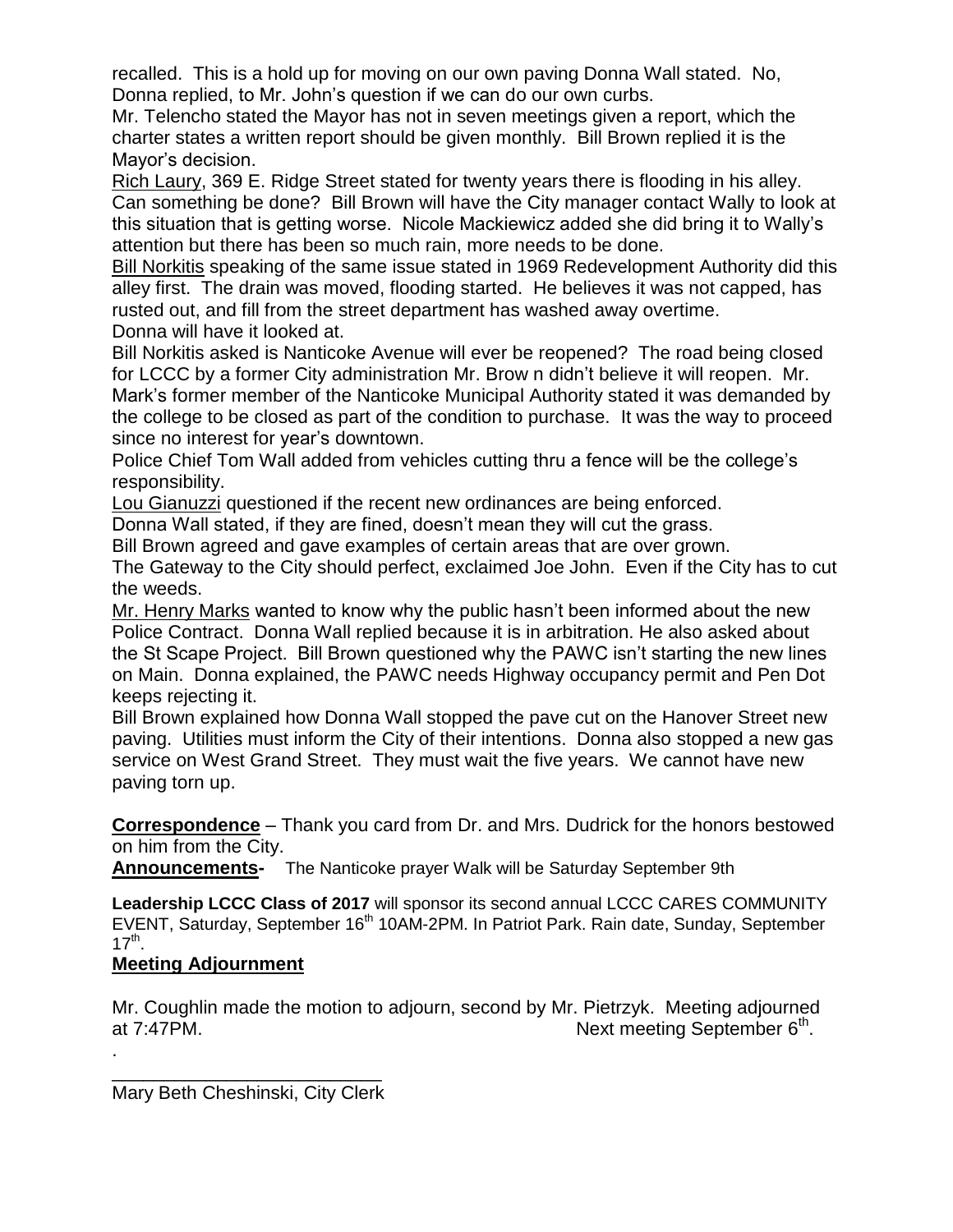recalled. This is a hold up for moving on our own paving Donna Wall stated. No, Donna replied, to Mr. John's question if we can do our own curbs.

Mr. Telencho stated the Mayor has not in seven meetings given a report, which the charter states a written report should be given monthly. Bill Brown replied it is the Mayor's decision.

Rich Laury, 369 E. Ridge Street stated for twenty years there is flooding in his alley. Can something be done? Bill Brown will have the City manager contact Wally to look at this situation that is getting worse. Nicole Mackiewicz added she did bring it to Wally's attention but there has been so much rain, more needs to be done.

Bill Norkitis speaking of the same issue stated in 1969 Redevelopment Authority did this alley first. The drain was moved, flooding started. He believes it was not capped, has rusted out, and fill from the street department has washed away overtime.

Donna will have it looked at.

Bill Norkitis asked is Nanticoke Avenue will ever be reopened? The road being closed for LCCC by a former City administration Mr. Brow n didn't believe it will reopen. Mr. Mark's former member of the Nanticoke Municipal Authority stated it was demanded by the college to be closed as part of the condition to purchase. It was the way to proceed since no interest for year's downtown.

Police Chief Tom Wall added from vehicles cutting thru a fence will be the college's responsibility.

Lou Gianuzzi questioned if the recent new ordinances are being enforced.

Donna Wall stated, if they are fined, doesn't mean they will cut the grass.

Bill Brown agreed and gave examples of certain areas that are over grown.

The Gateway to the City should perfect, exclaimed Joe John. Even if the City has to cut the weeds.

Mr. Henry Marks wanted to know why the public hasn't been informed about the new Police Contract. Donna Wall replied because it is in arbitration. He also asked about the St Scape Project. Bill Brown questioned why the PAWC isn't starting the new lines on Main. Donna explained, the PAWC needs Highway occupancy permit and Pen Dot keeps rejecting it.

Bill Brown explained how Donna Wall stopped the pave cut on the Hanover Street new paving. Utilities must inform the City of their intentions. Donna also stopped a new gas service on West Grand Street. They must wait the five years. We cannot have new paving torn up.

**Correspondence** – Thank you card from Dr. and Mrs. Dudrick for the honors bestowed on him from the City.

**Announcements-** The Nanticoke prayer Walk will be Saturday September 9th

**Leadership LCCC Class of 2017** will sponsor its second annual LCCC CARES COMMUNITY EVENT, Saturday, September 16th 10AM-2PM. In Patriot Park. Rain date, Sunday, September 17th.

**Meeting Adjournment**

Mr. Coughlin made the motion to adjourn, second by Mr. Pietrzyk. Meeting adjourned at 7:47PM. Next meeting September 6th.

.

\_\_\_\_\_\_\_\_\_\_\_\_\_\_\_\_\_\_\_\_\_\_\_\_\_\_\_

Mary Beth Cheshinski, City Clerk